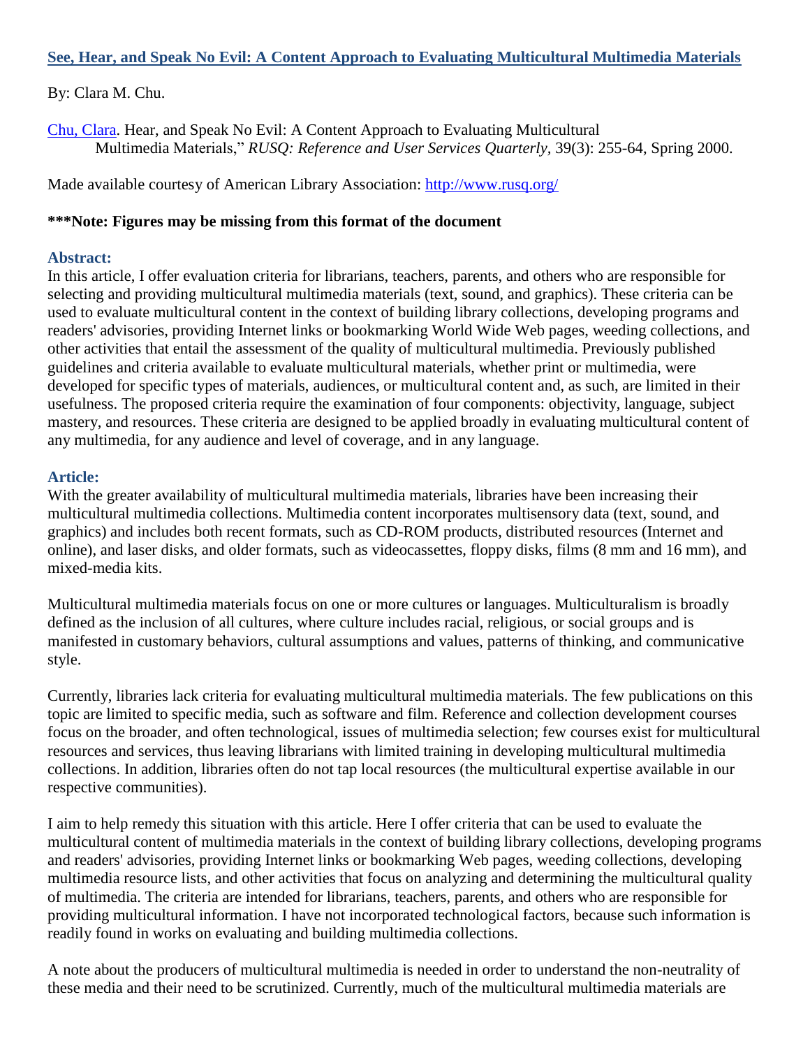**See, Hear, and Speak No Evil: A Content Approach to Evaluating Multicultural Multimedia Materials**

By: Clara M. Chu.

Chu, Clara. Hear, and Speak No Evil: A Content Approach to Evaluating Multicultural Multimedia Materials," *RUSQ: Reference and User Services Quarterly*, 39(3): 255-64, Spring 2000.

Made available courtesy of American Library Association: http://www.rusq.org/

**\*\*\*Note: Figures may be missing from this format of the document**

### Abstract:

In this article, I offer evaluation criteria for librarians, teachers, parents, and others who are responsible for selecting and providing multicultural multimedia materials (text, sound, and graphics). These criteria can be used to evaluate multicultural content in the context of building library collections, developing programs and readers' advisories, providing Internet links or bookmarking World Wide Web pages, weeding collections, and other activities that entail the assessment of the quality of multicultural multimedia. Previously published guidelines and criteria available to evaluate multicultural materials, whether print or multimedia, were developed for specific types of materials, audiences, or multicultural content and, as such, are limited in their usefulness. The proposed criteria require the examination of four components: objectivity, language, subject mastery, and resources. These criteria are designed to be applied broadly in evaluating multicultural content of any multimedia, for any audience and level of coverage, and in any language.

### Article:

With the greater availability of multicultural multimedia materials, libraries have been increasing their multicultural multimedia collections. Multimedia content incorporates multisensory data (text, sound, and graphics) and includes both recent formats, such as CD-ROM products, distributed resources (Internet and online), and laser disks, and older formats, such as videocassettes, floppy disks, films (8 mm and 16 mm), and mixed-media kits.

Multicultural multimedia materials focus on one or more cultures or languages. Multiculturalism is broadly defined as the inclusion of all cultures, where culture includes racial, religious, or social groups and is manifested in customary behaviors, cultural assumptions and values, patterns of thinking, and communicative style.

Currently, libraries lack criteria for evaluating multicultural multimedia materials. The few publications on this topic are limited to specific media, such as software and film. Reference and collection development courses focus on the broader, and often technological, issues of multimedia selection; few courses exist for multicultural resources and services, thus leaving librarians with limited training in developing multicultural multimedia collections. In addition, libraries often do not tap local resources (the multicultural expertise available in our respective communities).

I aim to help remedy this situation with this article. Here I offer criteria that can be used to evaluate the multicultural content of multimedia materials in the context of building library collections, developing programs and readers' advisories, providing Internet links or bookmarking Web pages, weeding collections, developing multimedia resource lists, and other activities that focus on analyzing and determining the multicultural quality of multimedia. The criteria are intended for librarians, teachers, parents, and others who are responsible for providing multicultural information. I have not incorporated technological factors, because such information is readily found in works on evaluating and building multimedia collections.

A note about the producers of multicultural multimedia is needed in order to understand the non-neutrality of these media and their need to be scrutinized. Currently, much of the multicultural multimedia materials are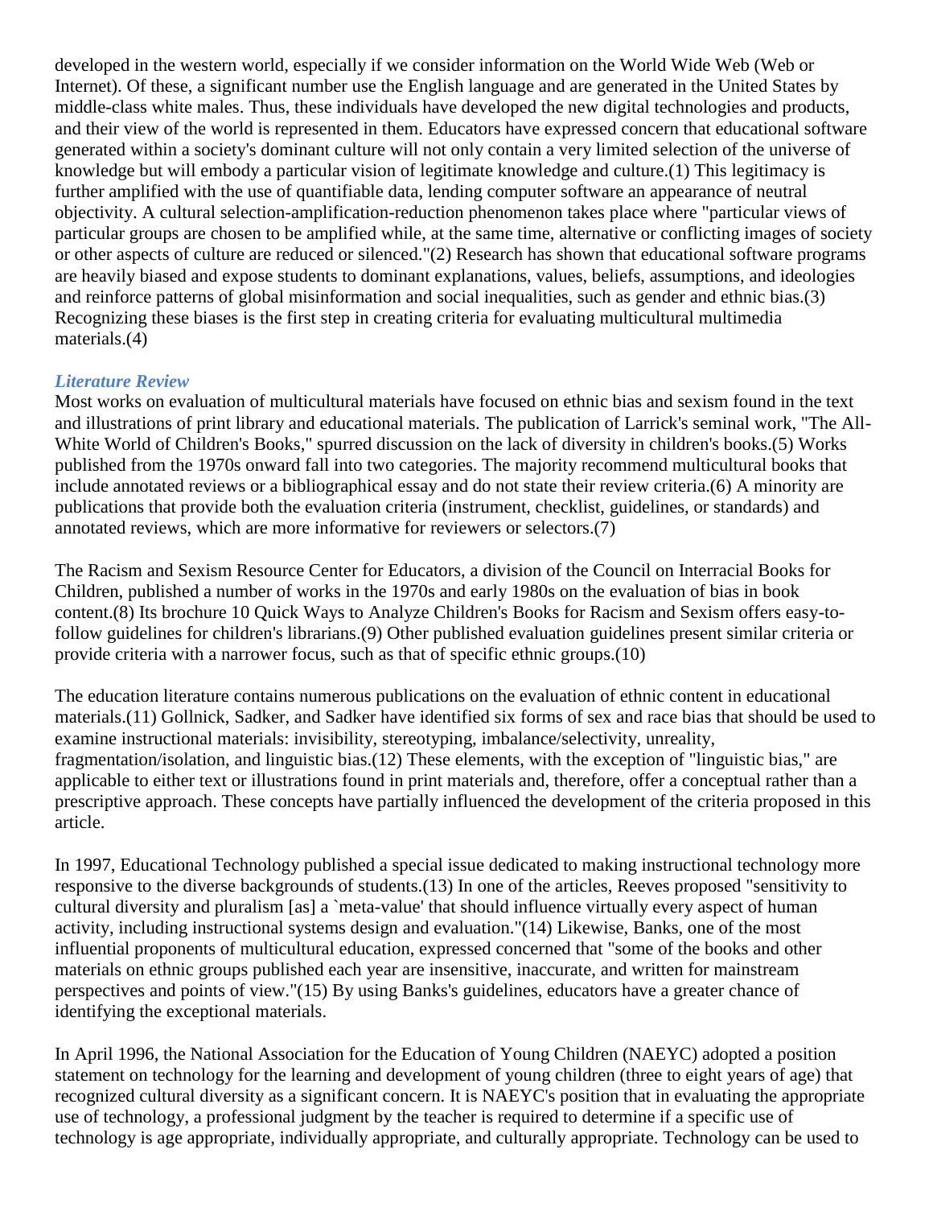developed in the western world, especially if we consider information on the World Wide Web (Web or Internet). Of these, a significant number use the English language and are generated in the United States by middle-class white males. Thus, these individuals have developed the new digital technologies and products, and their view of the world is represented in them. Educators have expressed concern that educational software generated within a society's dominant culture will not only contain a very limited selection of the universe of knowledge but will embody a particular vision of legitimate knowledge and culture.(1) This legitimacy is further amplified with the use of quantifiable data, lending computer software an appearance of neutral objectivity. A cultural selection-amplification-reduction phenomenon takes place where "particular views of particular groups are chosen to be amplified while, at the same time, alternative or conflicting images of society or other aspects of culture are reduced or silenced."(2) Research has shown that educational software programs are heavily biased and expose students to dominant explanations, values, beliefs, assumptions, and ideologies and reinforce patterns of global misinformation and social inequalities, such as gender and ethnic bias.(3) Recognizing these biases is the first step in creating criteria for evaluating multicultural multimedia materials.(4)

### *Literature Review*

Most works on evaluation of multicultural materials have focused on ethnic bias and sexism found in the text and illustrations of print library and educational materials. The publication of Larrick's seminal work, "The All-White World of Children's Books," spurred discussion on the lack of diversity in children's books.(5) Works published from the 1970s onward fall into two categories. The majority recommend multicultural books that include annotated reviews or a bibliographical essay and do not state their review criteria.(6) A minority are publications that provide both the evaluation criteria (instrument, checklist, guidelines, or standards) and annotated reviews, which are more informative for reviewers or selectors.(7)

The Racism and Sexism Resource Center for Educators, a division of the Council on Interracial Books for Children, published a number of works in the 1970s and early 1980s on the evaluation of bias in book content.(8) Its brochure 10 Quick Ways to Analyze Children's Books for Racism and Sexism offers easy-to-follow guidelines for children's librarians.(9) Other published evaluation guidelines present similar criteria or provide criteria with a narrower focus, such as that of specific ethnic groups.(10)

The education literature contains numerous publications on the evaluation of ethnic content in educational materials.(11) Gollnick, Sadker, and Sadker have identified six forms of sex and race bias that should be used to examine instructional materials: invisibility, stereotyping, imbalance/selectivity, unreality, fragmentation/isolation, and linguistic bias.(12) These elements, with the exception of "linguistic bias," are applicable to either text or illustrations found in print materials and, therefore, offer a conceptual rather than a prescriptive approach. These concepts have partially influenced the development of the criteria proposed in this article.

In 1997, Educational Technology published a special issue dedicated to making instructional technology more responsive to the diverse backgrounds of students.(13) In one of the articles, Reeves proposed "sensitivity to cultural diversity and pluralism [as] a `meta-value' that should influence virtually every aspect of human activity, including instructional systems design and evaluation."(14) Likewise, Banks, one of the most influential proponents of multicultural education, expressed concerned that "some of the books and other materials on ethnic groups published each year are insensitive, inaccurate, and written for mainstream perspectives and points of view."(15) By using Banks's guidelines, educators have a greater chance of identifying the exceptional materials.

In April 1996, the National Association for the Education of Young Children (NAEYC) adopted a position statement on technology for the learning and development of young children (three to eight years of age) that recognized cultural diversity as a significant concern. It is NAEYC's position that in evaluating the appropriate use of technology, a professional judgment by the teacher is required to determine if a specific use of technology is age appropriate, individually appropriate, and culturally appropriate. Technology can be used to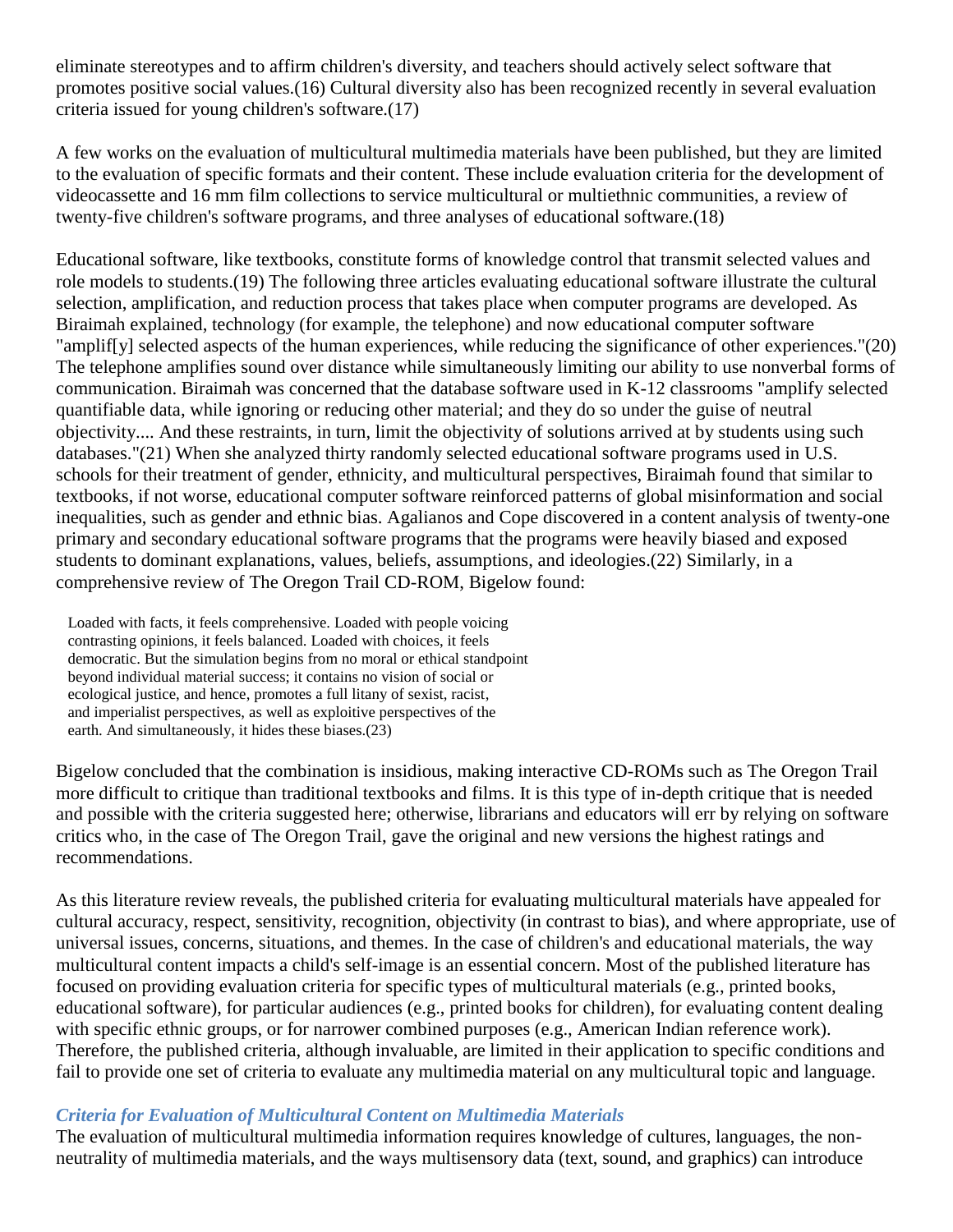eliminate stereotypes and to affirm children's diversity, and teachers should actively select software that promotes positive social values.(16) Cultural diversity also has been recognized recently in several evaluation criteria issued for young children's software.(17)

A few works on the evaluation of multicultural multimedia materials have been published, but they are limited to the evaluation of specific formats and their content. These include evaluation criteria for the development of videocassette and 16 mm film collections to service multicultural or multiethnic communities, a review of twenty-five children's software programs, and three analyses of educational software.(18)

Educational software, like textbooks, constitute forms of knowledge control that transmit selected values and role models to students.(19) The following three articles evaluating educational software illustrate the cultural selection, amplification, and reduction process that takes place when computer programs are developed. As Biraimah explained, technology (for example, the telephone) and now educational computer software "amplif[y] selected aspects of the human experiences, while reducing the significance of other experiences."(20) The telephone amplifies sound over distance while simultaneously limiting our ability to use nonverbal forms of communication. Biraimah was concerned that the database software used in K-12 classrooms "amplify selected quantifiable data, while ignoring or reducing other material; and they do so under the guise of neutral objectivity.... And these restraints, in turn, limit the objectivity of solutions arrived at by students using such databases."(21) When she analyzed thirty randomly selected educational software programs used in U.S. schools for their treatment of gender, ethnicity, and multicultural perspectives, Biraimah found that similar to textbooks, if not worse, educational computer software reinforced patterns of global misinformation and social inequalities, such as gender and ethnic bias. Agalianos and Cope discovered in a content analysis of twenty-one primary and secondary educational software programs that the programs were heavily biased and exposed students to dominant explanations, values, beliefs, assumptions, and ideologies.(22) Similarly, in a comprehensive review of The Oregon Trail CD-ROM, Bigelow found:

> Loaded with facts, it feels comprehensive. Loaded with people voicing contrasting opinions, it feels balanced. Loaded with choices, it feels democratic. But the simulation begins from no moral or ethical standpoint beyond individual material success; it contains no vision of social or ecological justice, and hence, promotes a full litany of sexist, racist, and imperialist perspectives, as well as exploitive perspectives of the earth. And simultaneously, it hides these biases.(23)

Bigelow concluded that the combination is insidious, making interactive CD-ROMs such as The Oregon Trail more difficult to critique than traditional textbooks and films. It is this type of in-depth critique that is needed and possible with the criteria suggested here; otherwise, librarians and educators will err by relying on software critics who, in the case of The Oregon Trail, gave the original and new versions the highest ratings and recommendations.

As this literature review reveals, the published criteria for evaluating multicultural materials have appealed for cultural accuracy, respect, sensitivity, recognition, objectivity (in contrast to bias), and where appropriate, use of universal issues, concerns, situations, and themes. In the case of children's and educational materials, the way multicultural content impacts a child's self-image is an essential concern. Most of the published literature has focused on providing evaluation criteria for specific types of multicultural materials (e.g., printed books, educational software), for particular audiences (e.g., printed books for children), for evaluating content dealing with specific ethnic groups, or for narrower combined purposes (e.g., American Indian reference work). Therefore, the published criteria, although invaluable, are limited in their application to specific conditions and fail to provide one set of criteria to evaluate any multimedia material on any multicultural topic and language.

### *Criteria for Evaluation of Multicultural Content on Multimedia Materials*

The evaluation of multicultural multimedia information requires knowledge of cultures, languages, the non-neutrality of multimedia materials, and the ways multisensory data (text, sound, and graphics) can introduce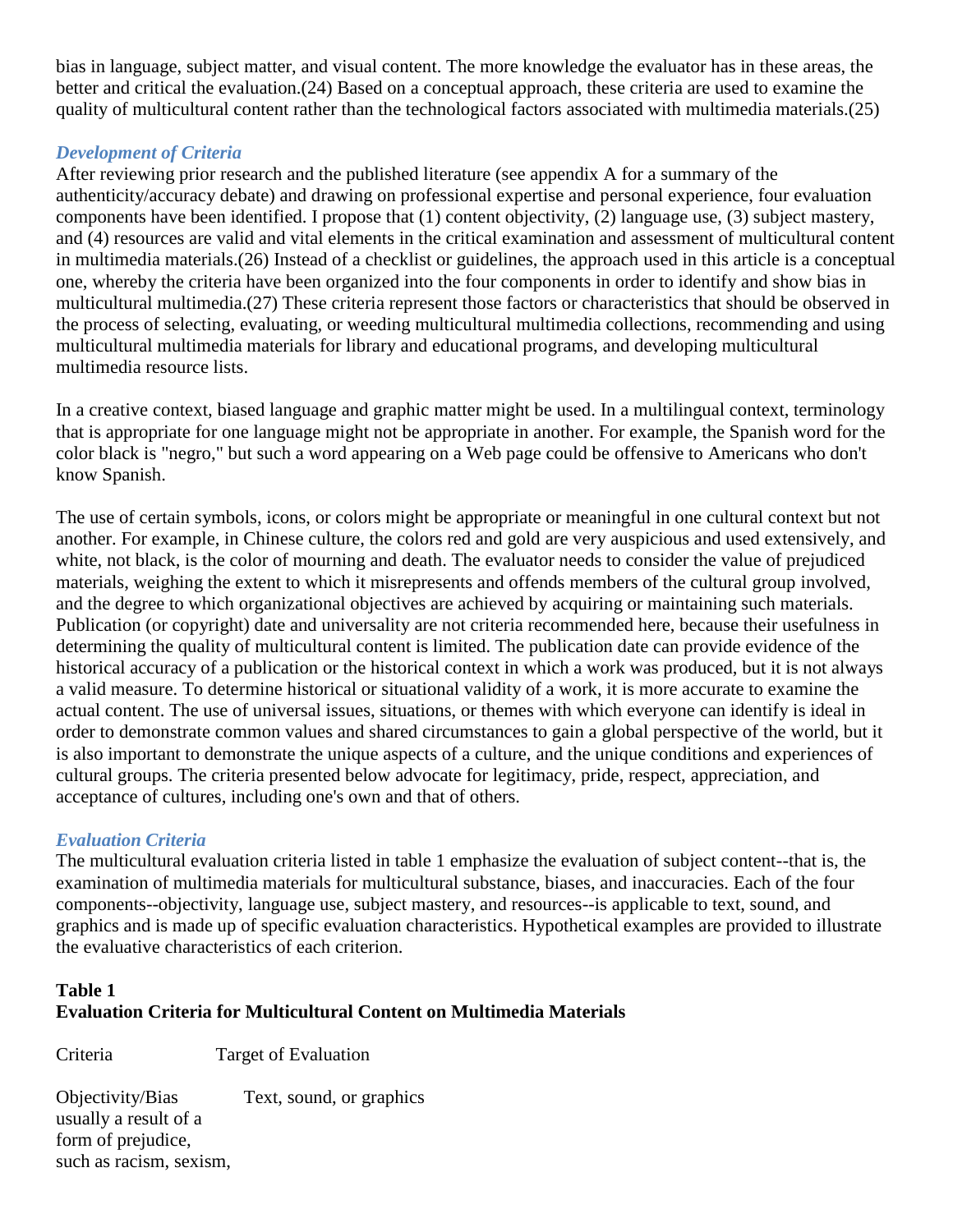bias in language, subject matter, and visual content. The more knowledge the evaluator has in these areas, the better and critical the evaluation.(24) Based on a conceptual approach, these criteria are used to examine the quality of multicultural content rather than the technological factors associated with multimedia materials.(25)

### *Development of Criteria*

After reviewing prior research and the published literature (see appendix A for a summary of the authenticity/accuracy debate) and drawing on professional expertise and personal experience, four evaluation components have been identified. I propose that (1) content objectivity, (2) language use, (3) subject mastery, and (4) resources are valid and vital elements in the critical examination and assessment of multicultural content in multimedia materials.(26) Instead of a checklist or guidelines, the approach used in this article is a conceptual one, whereby the criteria have been organized into the four components in order to identify and show bias in multicultural multimedia.(27) These criteria represent those factors or characteristics that should be observed in the process of selecting, evaluating, or weeding multicultural multimedia collections, recommending and using multicultural multimedia materials for library and educational programs, and developing multicultural multimedia resource lists.

In a creative context, biased language and graphic matter might be used. In a multilingual context, terminology that is appropriate for one language might not be appropriate in another. For example, the Spanish word for the color black is "negro," but such a word appearing on a Web page could be offensive to Americans who don't know Spanish.

The use of certain symbols, icons, or colors might be appropriate or meaningful in one cultural context but not another. For example, in Chinese culture, the colors red and gold are very auspicious and used extensively, and white, not black, is the color of mourning and death. The evaluator needs to consider the value of prejudiced materials, weighing the extent to which it misrepresents and offends members of the cultural group involved, and the degree to which organizational objectives are achieved by acquiring or maintaining such materials. Publication (or copyright) date and universality are not criteria recommended here, because their usefulness in determining the quality of multicultural content is limited. The publication date can provide evidence of the historical accuracy of a publication or the historical context in which a work was produced, but it is not always a valid measure. To determine historical or situational validity of a work, it is more accurate to examine the actual content. The use of universal issues, situations, or themes with which everyone can identify is ideal in order to demonstrate common values and shared circumstances to gain a global perspective of the world, but it is also important to demonstrate the unique aspects of a culture, and the unique conditions and experiences of cultural groups. The criteria presented below advocate for legitimacy, pride, respect, appreciation, and acceptance of cultures, including one's own and that of others.

### *Evaluation Criteria*

The multicultural evaluation criteria listed in table 1 emphasize the evaluation of subject content--that is, the examination of multimedia materials for multicultural substance, biases, and inaccuracies. Each of the four components--objectivity, language use, subject mastery, and resources--is applicable to text, sound, and graphics and is made up of specific evaluation characteristics. Hypothetical examples are provided to illustrate the evaluative characteristics of each criterion.

**Table 1**
**Evaluation Criteria for Multicultural Content on Multimedia Materials**

| Criteria | Target of Evaluation |
|---|---|
| Objectivity/Bias usually a result of a form of prejudice, such as racism, sexism, | Text, sound, or graphics |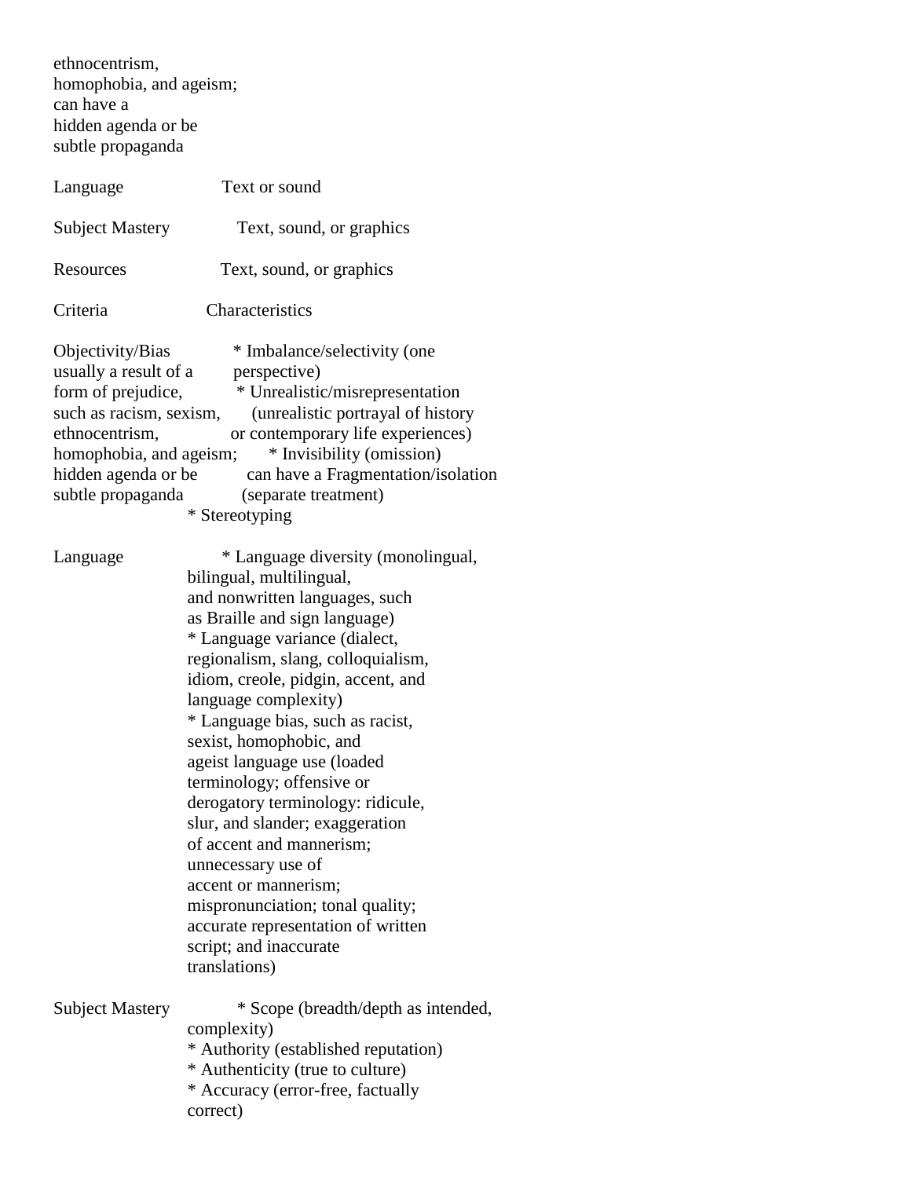ethnocentrism,
homophobia, and ageism;
can have a
hidden agenda or be
subtle propaganda

| | |
|---|---|
| Language | Text or sound |
| Subject Mastery | Text, sound, or graphics |
| Resources | Text, sound, or graphics |

| Criteria | Characteristics |
|---|---|
| Objectivity/Bias usually a result of a form of prejudice, such as racism, sexism, ethnocentrism, homophobia, and ageism; can have a hidden agenda or be subtle propaganda | * Imbalance/selectivity (one perspective) * Unrealistic/misrepresentation (unrealistic portrayal of history or contemporary life experiences) * Invisibility (omission) * Fragmentation/isolation (separate treatment) * Stereotyping |
| Language | * Language diversity (monolingual, bilingual, multilingual, and nonwritten languages, such as Braille and sign language) * Language variance (dialect, regionalism, slang, colloquialism, idiom, creole, pidgin, accent, and language complexity) * Language bias, such as racist, sexist, homophobic, and ageist language use (loaded terminology; offensive or derogatory terminology: ridicule, slur, and slander; exaggeration of accent and mannerism; unnecessary use of accent or mannerism; mispronunciation; tonal quality; accurate representation of written script; and inaccurate translations) |
| Subject Mastery | * Scope (breadth/depth as intended, complexity) * Authority (established reputation) * Authenticity (true to culture) * Accuracy (error-free, factually correct) |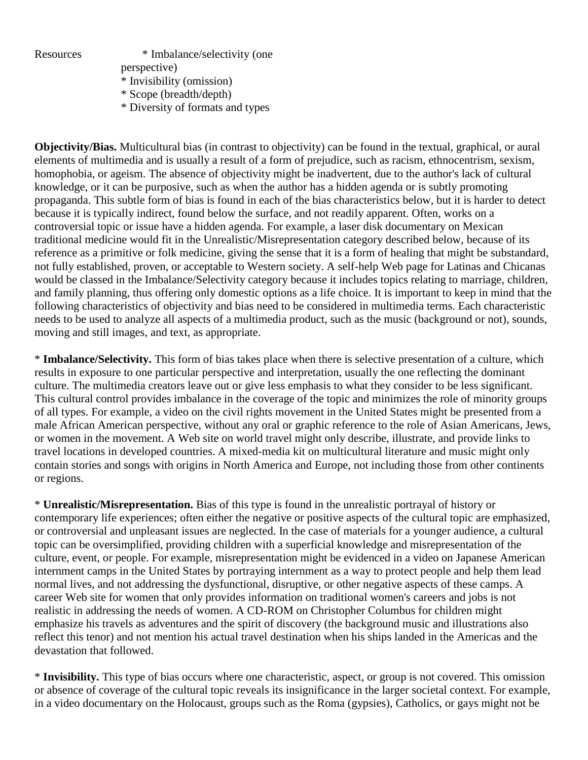Resources * Imbalance/selectivity (one perspective)
* Invisibility (omission)
* Scope (breadth/depth)
* Diversity of formats and types

**Objectivity/Bias.** Multicultural bias (in contrast to objectivity) can be found in the textual, graphical, or aural elements of multimedia and is usually a result of a form of prejudice, such as racism, ethnocentrism, sexism, homophobia, or ageism. The absence of objectivity might be inadvertent, due to the author's lack of cultural knowledge, or it can be purposive, such as when the author has a hidden agenda or is subtly promoting propaganda. This subtle form of bias is found in each of the bias characteristics below, but it is harder to detect because it is typically indirect, found below the surface, and not readily apparent. Often, works on a controversial topic or issue have a hidden agenda. For example, a laser disk documentary on Mexican traditional medicine would fit in the Unrealistic/Misrepresentation category described below, because of its reference as a primitive or folk medicine, giving the sense that it is a form of healing that might be substandard, not fully established, proven, or acceptable to Western society. A self-help Web page for Latinas and Chicanas would be classed in the Imbalance/Selectivity category because it includes topics relating to marriage, children, and family planning, thus offering only domestic options as a life choice. It is important to keep in mind that the following characteristics of objectivity and bias need to be considered in multimedia terms. Each characteristic needs to be used to analyze all aspects of a multimedia product, such as the music (background or not), sounds, moving and still images, and text, as appropriate.

* **Imbalance/Selectivity.** This form of bias takes place when there is selective presentation of a culture, which results in exposure to one particular perspective and interpretation, usually the one reflecting the dominant culture. The multimedia creators leave out or give less emphasis to what they consider to be less significant. This cultural control provides imbalance in the coverage of the topic and minimizes the role of minority groups of all types. For example, a video on the civil rights movement in the United States might be presented from a male African American perspective, without any oral or graphic reference to the role of Asian Americans, Jews, or women in the movement. A Web site on world travel might only describe, illustrate, and provide links to travel locations in developed countries. A mixed-media kit on multicultural literature and music might only contain stories and songs with origins in North America and Europe, not including those from other continents or regions.

* **Unrealistic/Misrepresentation.** Bias of this type is found in the unrealistic portrayal of history or contemporary life experiences; often either the negative or positive aspects of the cultural topic are emphasized, or controversial and unpleasant issues are neglected. In the case of materials for a younger audience, a cultural topic can be oversimplified, providing children with a superficial knowledge and misrepresentation of the culture, event, or people. For example, misrepresentation might be evidenced in a video on Japanese American internment camps in the United States by portraying internment as a way to protect people and help them lead normal lives, and not addressing the dysfunctional, disruptive, or other negative aspects of these camps. A career Web site for women that only provides information on traditional women's careers and jobs is not realistic in addressing the needs of women. A CD-ROM on Christopher Columbus for children might emphasize his travels as adventures and the spirit of discovery (the background music and illustrations also reflect this tenor) and not mention his actual travel destination when his ships landed in the Americas and the devastation that followed.

* **Invisibility.** This type of bias occurs where one characteristic, aspect, or group is not covered. This omission or absence of coverage of the cultural topic reveals its insignificance in the larger societal context. For example, in a video documentary on the Holocaust, groups such as the Roma (gypsies), Catholics, or gays might not be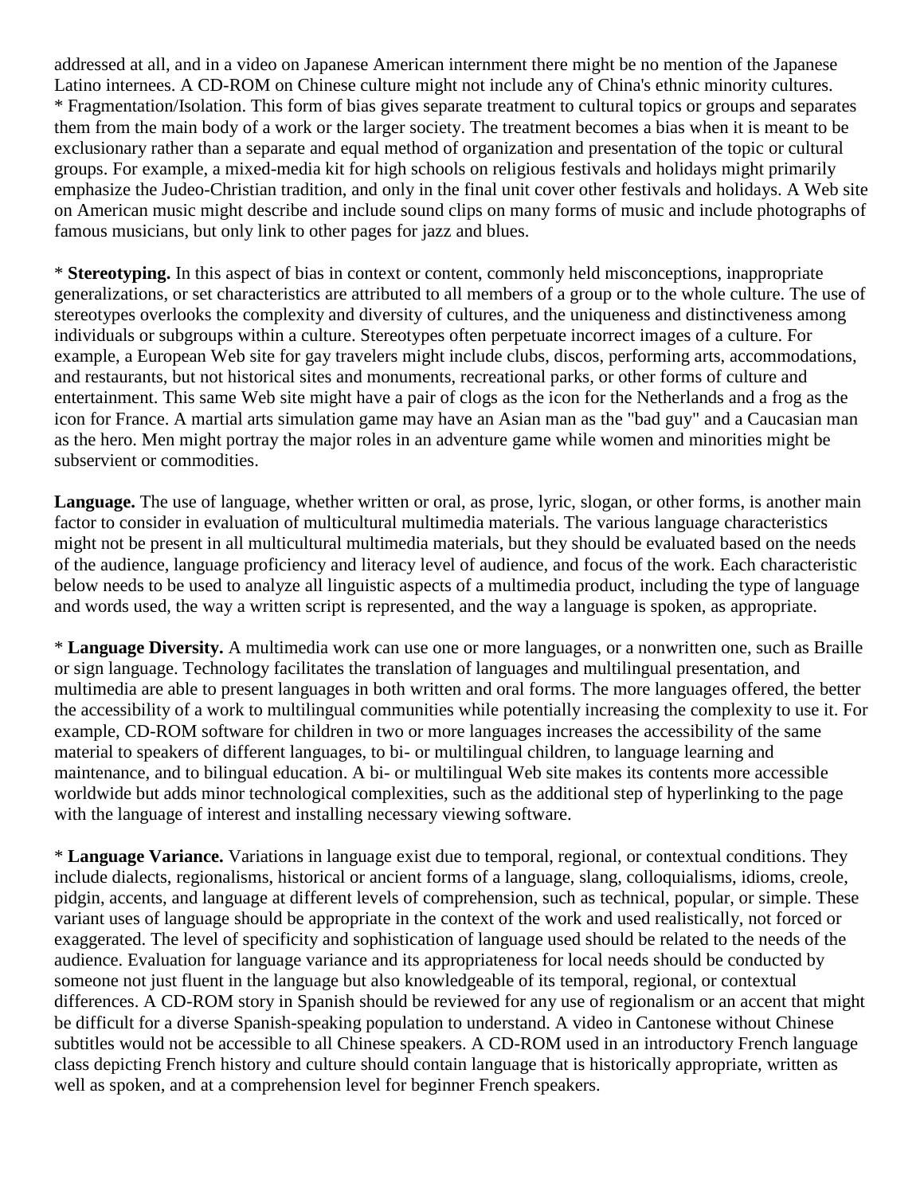addressed at all, and in a video on Japanese American internment there might be no mention of the Japanese Latino internees. A CD-ROM on Chinese culture might not include any of China's ethnic minority cultures.

* Fragmentation/Isolation. This form of bias gives separate treatment to cultural topics or groups and separates them from the main body of a work or the larger society. The treatment becomes a bias when it is meant to be exclusionary rather than a separate and equal method of organization and presentation of the topic or cultural groups. For example, a mixed-media kit for high schools on religious festivals and holidays might primarily emphasize the Judeo-Christian tradition, and only in the final unit cover other festivals and holidays. A Web site on American music might describe and include sound clips on many forms of music and include photographs of famous musicians, but only link to other pages for jazz and blues.

* **Stereotyping.** In this aspect of bias in context or content, commonly held misconceptions, inappropriate generalizations, or set characteristics are attributed to all members of a group or to the whole culture. The use of stereotypes overlooks the complexity and diversity of cultures, and the uniqueness and distinctiveness among individuals or subgroups within a culture. Stereotypes often perpetuate incorrect images of a culture. For example, a European Web site for gay travelers might include clubs, discos, performing arts, accommodations, and restaurants, but not historical sites and monuments, recreational parks, or other forms of culture and entertainment. This same Web site might have a pair of clogs as the icon for the Netherlands and a frog as the icon for France. A martial arts simulation game may have an Asian man as the "bad guy" and a Caucasian man as the hero. Men might portray the major roles in an adventure game while women and minorities might be subservient or commodities.

**Language.** The use of language, whether written or oral, as prose, lyric, slogan, or other forms, is another main factor to consider in evaluation of multicultural multimedia materials. The various language characteristics might not be present in all multicultural multimedia materials, but they should be evaluated based on the needs of the audience, language proficiency and literacy level of audience, and focus of the work. Each characteristic below needs to be used to analyze all linguistic aspects of a multimedia product, including the type of language and words used, the way a written script is represented, and the way a language is spoken, as appropriate.

* **Language Diversity.** A multimedia work can use one or more languages, or a nonwritten one, such as Braille or sign language. Technology facilitates the translation of languages and multilingual presentation, and multimedia are able to present languages in both written and oral forms. The more languages offered, the better the accessibility of a work to multilingual communities while potentially increasing the complexity to use it. For example, CD-ROM software for children in two or more languages increases the accessibility of the same material to speakers of different languages, to bi- or multilingual children, to language learning and maintenance, and to bilingual education. A bi- or multilingual Web site makes its contents more accessible worldwide but adds minor technological complexities, such as the additional step of hyperlinking to the page with the language of interest and installing necessary viewing software.

* **Language Variance.** Variations in language exist due to temporal, regional, or contextual conditions. They include dialects, regionalisms, historical or ancient forms of a language, slang, colloquialisms, idioms, creole, pidgin, accents, and language at different levels of comprehension, such as technical, popular, or simple. These variant uses of language should be appropriate in the context of the work and used realistically, not forced or exaggerated. The level of specificity and sophistication of language used should be related to the needs of the audience. Evaluation for language variance and its appropriateness for local needs should be conducted by someone not just fluent in the language but also knowledgeable of its temporal, regional, or contextual differences. A CD-ROM story in Spanish should be reviewed for any use of regionalism or an accent that might be difficult for a diverse Spanish-speaking population to understand. A video in Cantonese without Chinese subtitles would not be accessible to all Chinese speakers. A CD-ROM used in an introductory French language class depicting French history and culture should contain language that is historically appropriate, written as well as spoken, and at a comprehension level for beginner French speakers.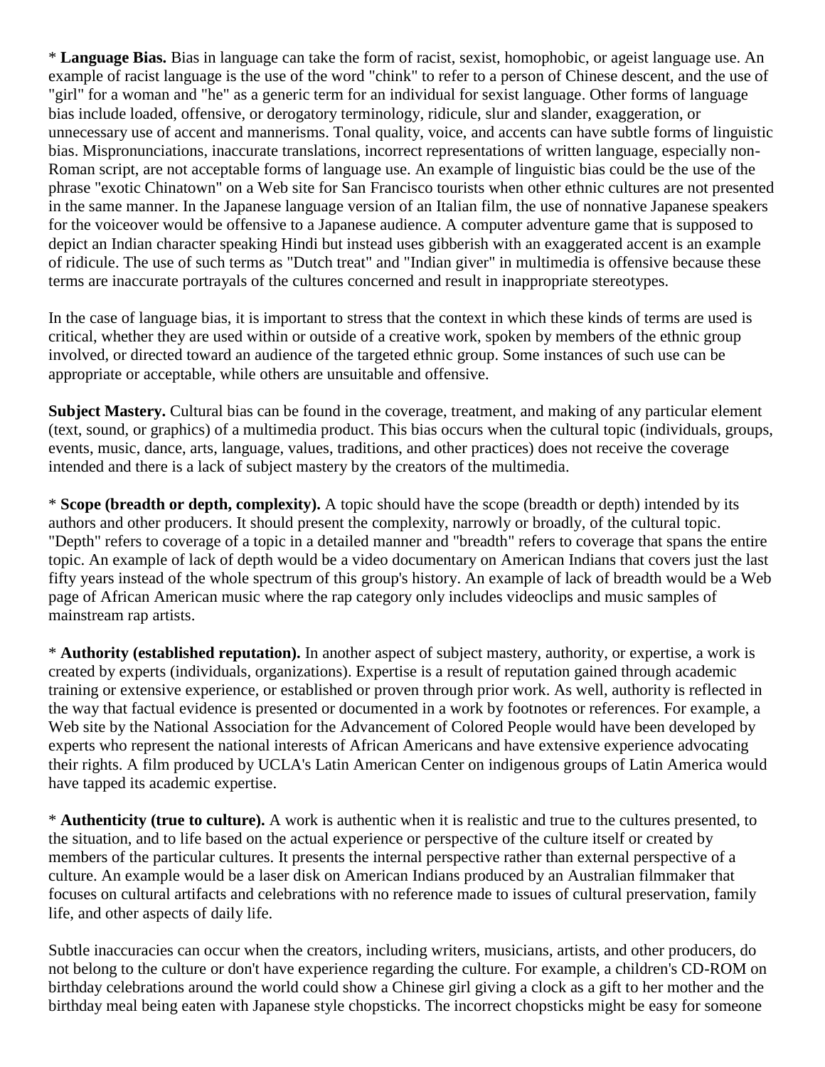* **Language Bias.** Bias in language can take the form of racist, sexist, homophobic, or ageist language use. An example of racist language is the use of the word "chink" to refer to a person of Chinese descent, and the use of "girl" for a woman and "he" as a generic term for an individual for sexist language. Other forms of language bias include loaded, offensive, or derogatory terminology, ridicule, slur and slander, exaggeration, or unnecessary use of accent and mannerisms. Tonal quality, voice, and accents can have subtle forms of linguistic bias. Mispronunciations, inaccurate translations, incorrect representations of written language, especially non-Roman script, are not acceptable forms of language use. An example of linguistic bias could be the use of the phrase "exotic Chinatown" on a Web site for San Francisco tourists when other ethnic cultures are not presented in the same manner. In the Japanese language version of an Italian film, the use of nonnative Japanese speakers for the voiceover would be offensive to a Japanese audience. A computer adventure game that is supposed to depict an Indian character speaking Hindi but instead uses gibberish with an exaggerated accent is an example of ridicule. The use of such terms as "Dutch treat" and "Indian giver" in multimedia is offensive because these terms are inaccurate portrayals of the cultures concerned and result in inappropriate stereotypes.

In the case of language bias, it is important to stress that the context in which these kinds of terms are used is critical, whether they are used within or outside of a creative work, spoken by members of the ethnic group involved, or directed toward an audience of the targeted ethnic group. Some instances of such use can be appropriate or acceptable, while others are unsuitable and offensive.

**Subject Mastery.** Cultural bias can be found in the coverage, treatment, and making of any particular element (text, sound, or graphics) of a multimedia product. This bias occurs when the cultural topic (individuals, groups, events, music, dance, arts, language, values, traditions, and other practices) does not receive the coverage intended and there is a lack of subject mastery by the creators of the multimedia.

* **Scope (breadth or depth, complexity).** A topic should have the scope (breadth or depth) intended by its authors and other producers. It should present the complexity, narrowly or broadly, of the cultural topic. "Depth" refers to coverage of a topic in a detailed manner and "breadth" refers to coverage that spans the entire topic. An example of lack of depth would be a video documentary on American Indians that covers just the last fifty years instead of the whole spectrum of this group's history. An example of lack of breadth would be a Web page of African American music where the rap category only includes videoclips and music samples of mainstream rap artists.

* **Authority (established reputation).** In another aspect of subject mastery, authority, or expertise, a work is created by experts (individuals, organizations). Expertise is a result of reputation gained through academic training or extensive experience, or established or proven through prior work. As well, authority is reflected in the way that factual evidence is presented or documented in a work by footnotes or references. For example, a Web site by the National Association for the Advancement of Colored People would have been developed by experts who represent the national interests of African Americans and have extensive experience advocating their rights. A film produced by UCLA's Latin American Center on indigenous groups of Latin America would have tapped its academic expertise.

* **Authenticity (true to culture).** A work is authentic when it is realistic and true to the cultures presented, to the situation, and to life based on the actual experience or perspective of the culture itself or created by members of the particular cultures. It presents the internal perspective rather than external perspective of a culture. An example would be a laser disk on American Indians produced by an Australian filmmaker that focuses on cultural artifacts and celebrations with no reference made to issues of cultural preservation, family life, and other aspects of daily life.

Subtle inaccuracies can occur when the creators, including writers, musicians, artists, and other producers, do not belong to the culture or don't have experience regarding the culture. For example, a children's CD-ROM on birthday celebrations around the world could show a Chinese girl giving a clock as a gift to her mother and the birthday meal being eaten with Japanese style chopsticks. The incorrect chopsticks might be easy for someone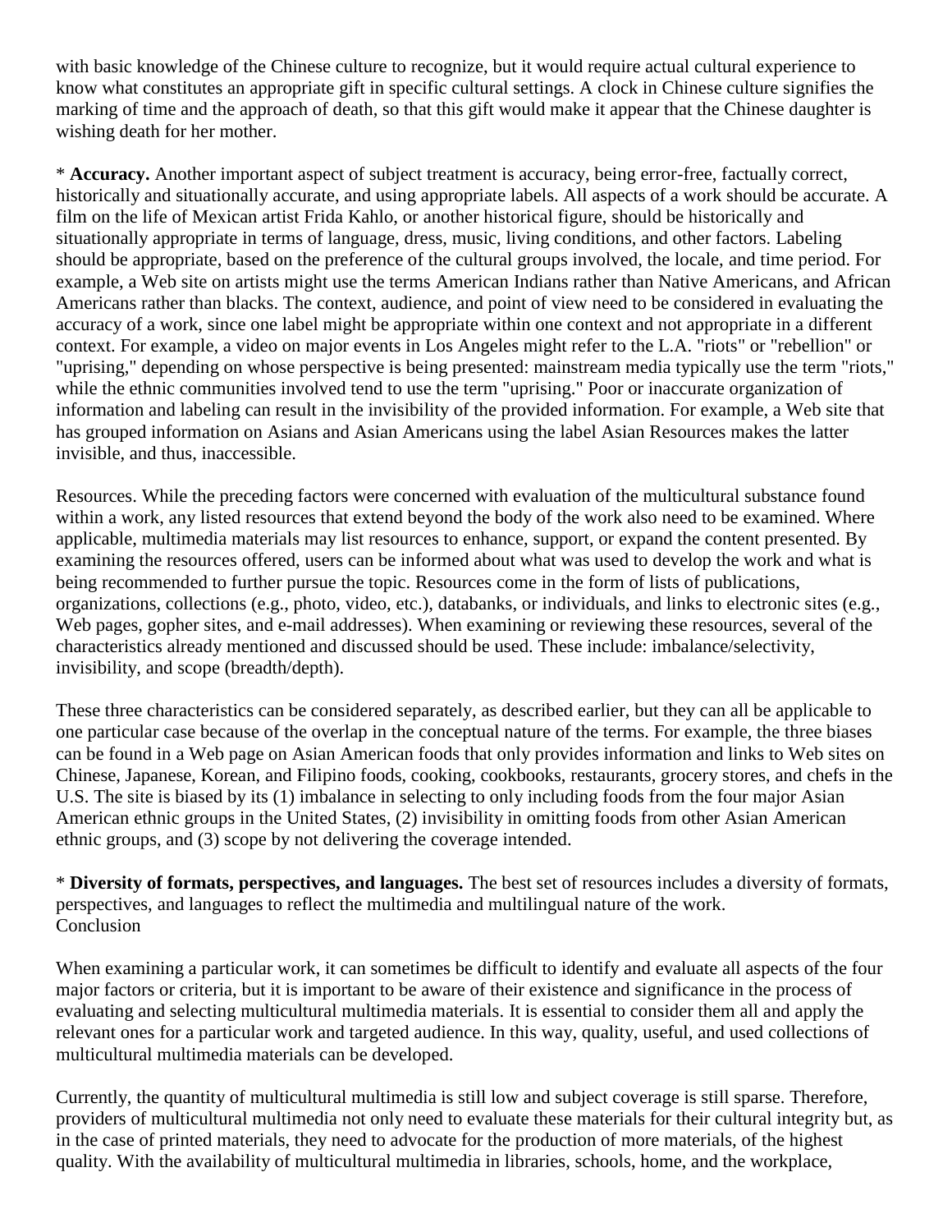with basic knowledge of the Chinese culture to recognize, but it would require actual cultural experience to know what constitutes an appropriate gift in specific cultural settings. A clock in Chinese culture signifies the marking of time and the approach of death, so that this gift would make it appear that the Chinese daughter is wishing death for her mother.

* **Accuracy.** Another important aspect of subject treatment is accuracy, being error-free, factually correct, historically and situationally accurate, and using appropriate labels. All aspects of a work should be accurate. A film on the life of Mexican artist Frida Kahlo, or another historical figure, should be historically and situationally appropriate in terms of language, dress, music, living conditions, and other factors. Labeling should be appropriate, based on the preference of the cultural groups involved, the locale, and time period. For example, a Web site on artists might use the terms American Indians rather than Native Americans, and African Americans rather than blacks. The context, audience, and point of view need to be considered in evaluating the accuracy of a work, since one label might be appropriate within one context and not appropriate in a different context. For example, a video on major events in Los Angeles might refer to the L.A. "riots" or "rebellion" or "uprising," depending on whose perspective is being presented: mainstream media typically use the term "riots," while the ethnic communities involved tend to use the term "uprising." Poor or inaccurate organization of information and labeling can result in the invisibility of the provided information. For example, a Web site that has grouped information on Asians and Asian Americans using the label Asian Resources makes the latter invisible, and thus, inaccessible.

Resources. While the preceding factors were concerned with evaluation of the multicultural substance found within a work, any listed resources that extend beyond the body of the work also need to be examined. Where applicable, multimedia materials may list resources to enhance, support, or expand the content presented. By examining the resources offered, users can be informed about what was used to develop the work and what is being recommended to further pursue the topic. Resources come in the form of lists of publications, organizations, collections (e.g., photo, video, etc.), databanks, or individuals, and links to electronic sites (e.g., Web pages, gopher sites, and e-mail addresses). When examining or reviewing these resources, several of the characteristics already mentioned and discussed should be used. These include: imbalance/selectivity, invisibility, and scope (breadth/depth).

These three characteristics can be considered separately, as described earlier, but they can all be applicable to one particular case because of the overlap in the conceptual nature of the terms. For example, the three biases can be found in a Web page on Asian American foods that only provides information and links to Web sites on Chinese, Japanese, Korean, and Filipino foods, cooking, cookbooks, restaurants, grocery stores, and chefs in the U.S. The site is biased by its (1) imbalance in selecting to only including foods from the four major Asian American ethnic groups in the United States, (2) invisibility in omitting foods from other Asian American ethnic groups, and (3) scope by not delivering the coverage intended.

* **Diversity of formats, perspectives, and languages.** The best set of resources includes a diversity of formats, perspectives, and languages to reflect the multimedia and multilingual nature of the work.

## Conclusion

When examining a particular work, it can sometimes be difficult to identify and evaluate all aspects of the four major factors or criteria, but it is important to be aware of their existence and significance in the process of evaluating and selecting multicultural multimedia materials. It is essential to consider them all and apply the relevant ones for a particular work and targeted audience. In this way, quality, useful, and used collections of multicultural multimedia materials can be developed.

Currently, the quantity of multicultural multimedia is still low and subject coverage is still sparse. Therefore, providers of multicultural multimedia not only need to evaluate these materials for their cultural integrity but, as in the case of printed materials, they need to advocate for the production of more materials, of the highest quality. With the availability of multicultural multimedia in libraries, schools, home, and the workplace,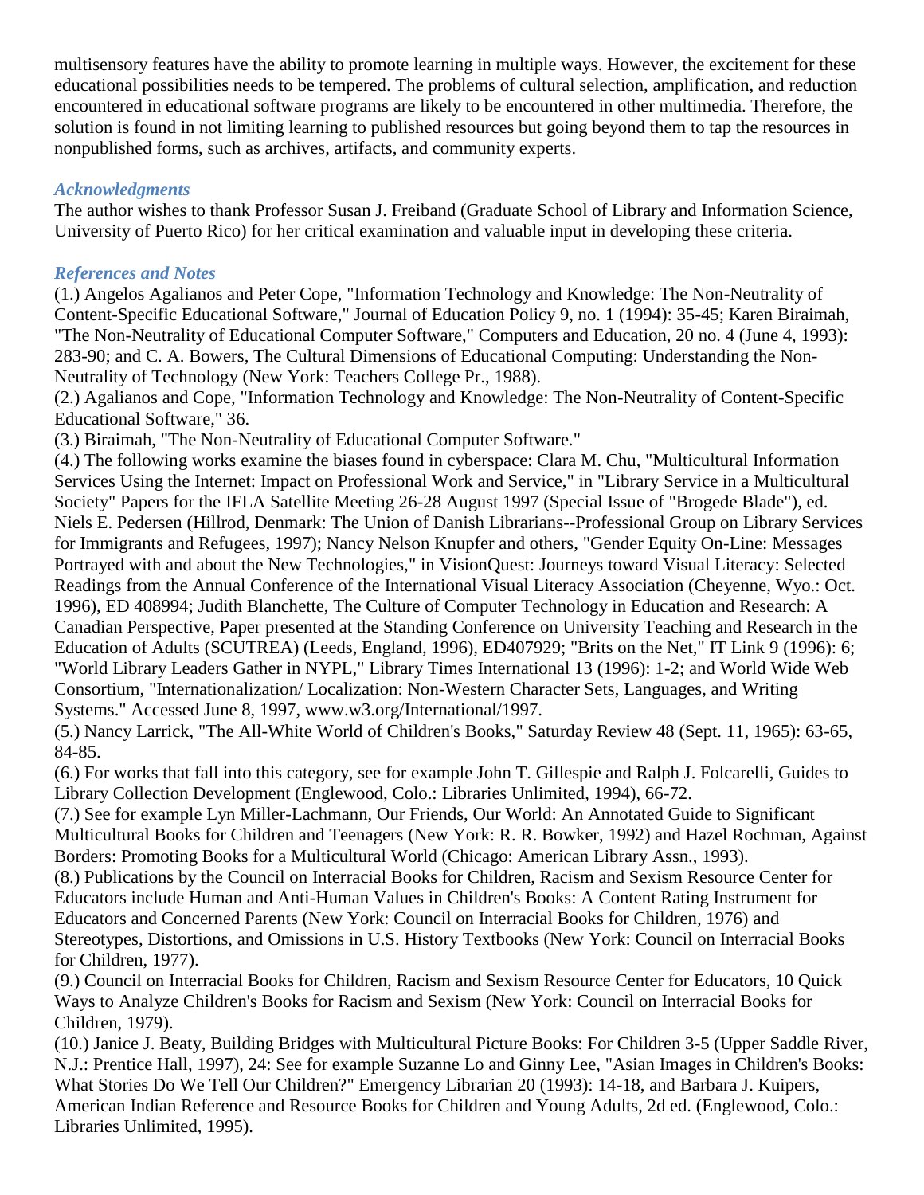multisensory features have the ability to promote learning in multiple ways. However, the excitement for these educational possibilities needs to be tempered. The problems of cultural selection, amplification, and reduction encountered in educational software programs are likely to be encountered in other multimedia. Therefore, the solution is found in not limiting learning to published resources but going beyond them to tap the resources in nonpublished forms, such as archives, artifacts, and community experts.

### *Acknowledgments*

The author wishes to thank Professor Susan J. Freiband (Graduate School of Library and Information Science, University of Puerto Rico) for her critical examination and valuable input in developing these criteria.

### *References and Notes*

(1.) Angelos Agalianos and Peter Cope, "Information Technology and Knowledge: The Non-Neutrality of Content-Specific Educational Software," Journal of Education Policy 9, no. 1 (1994): 35-45; Karen Biraimah, "The Non-Neutrality of Educational Computer Software," Computers and Education, 20 no. 4 (June 4, 1993): 283-90; and C. A. Bowers, The Cultural Dimensions of Educational Computing: Understanding the Non-Neutrality of Technology (New York: Teachers College Pr., 1988).

(2.) Agalianos and Cope, "Information Technology and Knowledge: The Non-Neutrality of Content-Specific Educational Software," 36.

(3.) Biraimah, "The Non-Neutrality of Educational Computer Software."

(4.) The following works examine the biases found in cyberspace: Clara M. Chu, "Multicultural Information Services Using the Internet: Impact on Professional Work and Service," in "Library Service in a Multicultural Society" Papers for the IFLA Satellite Meeting 26-28 August 1997 (Special Issue of "Brogede Blade"), ed. Niels E. Pedersen (Hillrod, Denmark: The Union of Danish Librarians--Professional Group on Library Services for Immigrants and Refugees, 1997); Nancy Nelson Knupfer and others, "Gender Equity On-Line: Messages Portrayed with and about the New Technologies," in VisionQuest: Journeys toward Visual Literacy: Selected Readings from the Annual Conference of the International Visual Literacy Association (Cheyenne, Wyo.: Oct. 1996), ED 408994; Judith Blanchette, The Culture of Computer Technology in Education and Research: A Canadian Perspective, Paper presented at the Standing Conference on University Teaching and Research in the Education of Adults (SCUTREA) (Leeds, England, 1996), ED407929; "Brits on the Net," IT Link 9 (1996): 6; "World Library Leaders Gather in NYPL," Library Times International 13 (1996): 1-2; and World Wide Web Consortium, "Internationalization/ Localization: Non-Western Character Sets, Languages, and Writing Systems." Accessed June 8, 1997, www.w3.org/International/1997.

(5.) Nancy Larrick, "The All-White World of Children's Books," Saturday Review 48 (Sept. 11, 1965): 63-65, 84-85.

(6.) For works that fall into this category, see for example John T. Gillespie and Ralph J. Folcarelli, Guides to Library Collection Development (Englewood, Colo.: Libraries Unlimited, 1994), 66-72.

(7.) See for example Lyn Miller-Lachmann, Our Friends, Our World: An Annotated Guide to Significant Multicultural Books for Children and Teenagers (New York: R. R. Bowker, 1992) and Hazel Rochman, Against Borders: Promoting Books for a Multicultural World (Chicago: American Library Assn., 1993).

(8.) Publications by the Council on Interracial Books for Children, Racism and Sexism Resource Center for Educators include Human and Anti-Human Values in Children's Books: A Content Rating Instrument for Educators and Concerned Parents (New York: Council on Interracial Books for Children, 1976) and Stereotypes, Distortions, and Omissions in U.S. History Textbooks (New York: Council on Interracial Books for Children, 1977).

(9.) Council on Interracial Books for Children, Racism and Sexism Resource Center for Educators, 10 Quick Ways to Analyze Children's Books for Racism and Sexism (New York: Council on Interracial Books for Children, 1979).

(10.) Janice J. Beaty, Building Bridges with Multicultural Picture Books: For Children 3-5 (Upper Saddle River, N.J.: Prentice Hall, 1997), 24: See for example Suzanne Lo and Ginny Lee, "Asian Images in Children's Books: What Stories Do We Tell Our Children?" Emergency Librarian 20 (1993): 14-18, and Barbara J. Kuipers, American Indian Reference and Resource Books for Children and Young Adults, 2d ed. (Englewood, Colo.: Libraries Unlimited, 1995).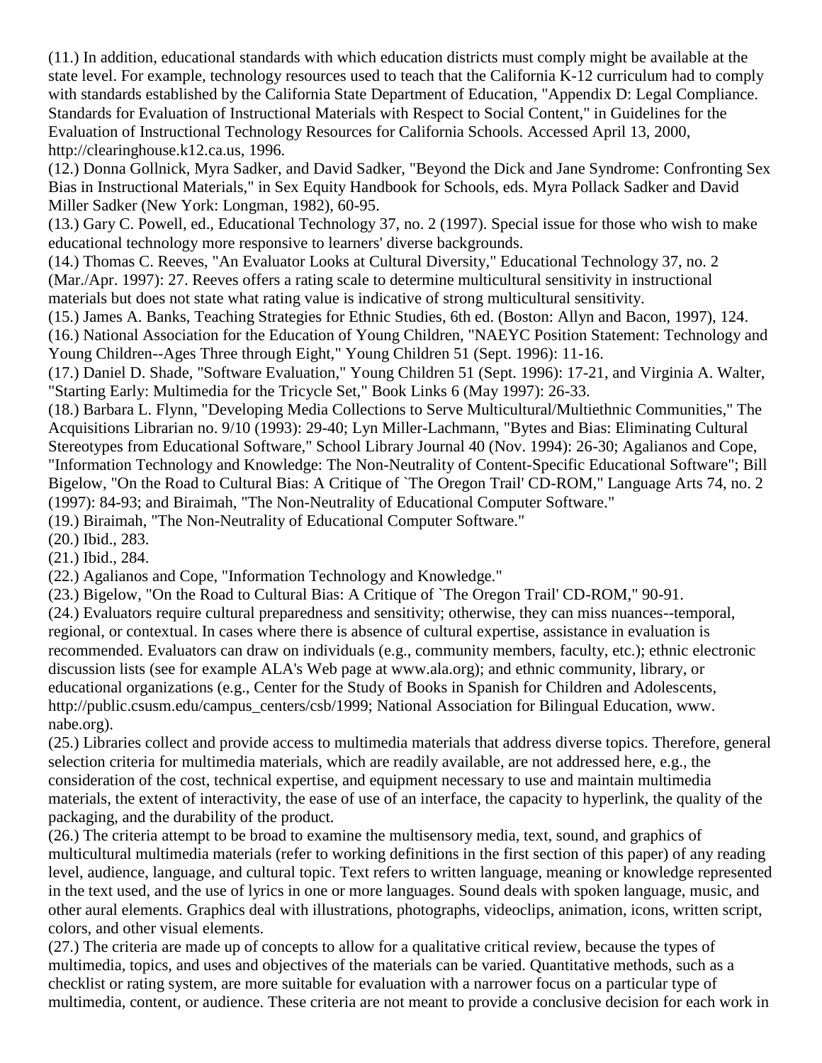(11.) In addition, educational standards with which education districts must comply might be available at the state level. For example, technology resources used to teach that the California K-12 curriculum had to comply with standards established by the California State Department of Education, "Appendix D: Legal Compliance. Standards for Evaluation of Instructional Materials with Respect to Social Content," in Guidelines for the Evaluation of Instructional Technology Resources for California Schools. Accessed April 13, 2000, http://clearinghouse.k12.ca.us, 1996.

(12.) Donna Gollnick, Myra Sadker, and David Sadker, "Beyond the Dick and Jane Syndrome: Confronting Sex Bias in Instructional Materials," in Sex Equity Handbook for Schools, eds. Myra Pollack Sadker and David Miller Sadker (New York: Longman, 1982), 60-95.

(13.) Gary C. Powell, ed., Educational Technology 37, no. 2 (1997). Special issue for those who wish to make educational technology more responsive to learners' diverse backgrounds.

(14.) Thomas C. Reeves, "An Evaluator Looks at Cultural Diversity," Educational Technology 37, no. 2 (Mar./Apr. 1997): 27. Reeves offers a rating scale to determine multicultural sensitivity in instructional materials but does not state what rating value is indicative of strong multicultural sensitivity.

(15.) James A. Banks, Teaching Strategies for Ethnic Studies, 6th ed. (Boston: Allyn and Bacon, 1997), 124.

(16.) National Association for the Education of Young Children, "NAEYC Position Statement: Technology and Young Children--Ages Three through Eight," Young Children 51 (Sept. 1996): 11-16.

(17.) Daniel D. Shade, "Software Evaluation," Young Children 51 (Sept. 1996): 17-21, and Virginia A. Walter, "Starting Early: Multimedia for the Tricycle Set," Book Links 6 (May 1997): 26-33.

(18.) Barbara L. Flynn, "Developing Media Collections to Serve Multicultural/Multiethnic Communities," The Acquisitions Librarian no. 9/10 (1993): 29-40; Lyn Miller-Lachmann, "Bytes and Bias: Eliminating Cultural Stereotypes from Educational Software," School Library Journal 40 (Nov. 1994): 26-30; Agalianos and Cope, "Information Technology and Knowledge: The Non-Neutrality of Content-Specific Educational Software"; Bill Bigelow, "On the Road to Cultural Bias: A Critique of `The Oregon Trail' CD-ROM," Language Arts 74, no. 2 (1997): 84-93; and Biraimah, "The Non-Neutrality of Educational Computer Software."

(19.) Biraimah, "The Non-Neutrality of Educational Computer Software."

(20.) Ibid., 283.

(21.) Ibid., 284.

(22.) Agalianos and Cope, "Information Technology and Knowledge."

(23.) Bigelow, "On the Road to Cultural Bias: A Critique of `The Oregon Trail' CD-ROM," 90-91.

(24.) Evaluators require cultural preparedness and sensitivity; otherwise, they can miss nuances--temporal, regional, or contextual. In cases where there is absence of cultural expertise, assistance in evaluation is recommended. Evaluators can draw on individuals (e.g., community members, faculty, etc.); ethnic electronic discussion lists (see for example ALA's Web page at www.ala.org); and ethnic community, library, or educational organizations (e.g., Center for the Study of Books in Spanish for Children and Adolescents, http://public.csusm.edu/campus_centers/csb/1999; National Association for Bilingual Education, www. nabe.org).

(25.) Libraries collect and provide access to multimedia materials that address diverse topics. Therefore, general selection criteria for multimedia materials, which are readily available, are not addressed here, e.g., the consideration of the cost, technical expertise, and equipment necessary to use and maintain multimedia materials, the extent of interactivity, the ease of use of an interface, the capacity to hyperlink, the quality of the packaging, and the durability of the product.

(26.) The criteria attempt to be broad to examine the multisensory media, text, sound, and graphics of multicultural multimedia materials (refer to working definitions in the first section of this paper) of any reading level, audience, language, and cultural topic. Text refers to written language, meaning or knowledge represented in the text used, and the use of lyrics in one or more languages. Sound deals with spoken language, music, and other aural elements. Graphics deal with illustrations, photographs, videoclips, animation, icons, written script, colors, and other visual elements.

(27.) The criteria are made up of concepts to allow for a qualitative critical review, because the types of multimedia, topics, and uses and objectives of the materials can be varied. Quantitative methods, such as a checklist or rating system, are more suitable for evaluation with a narrower focus on a particular type of multimedia, content, or audience. These criteria are not meant to provide a conclusive decision for each work in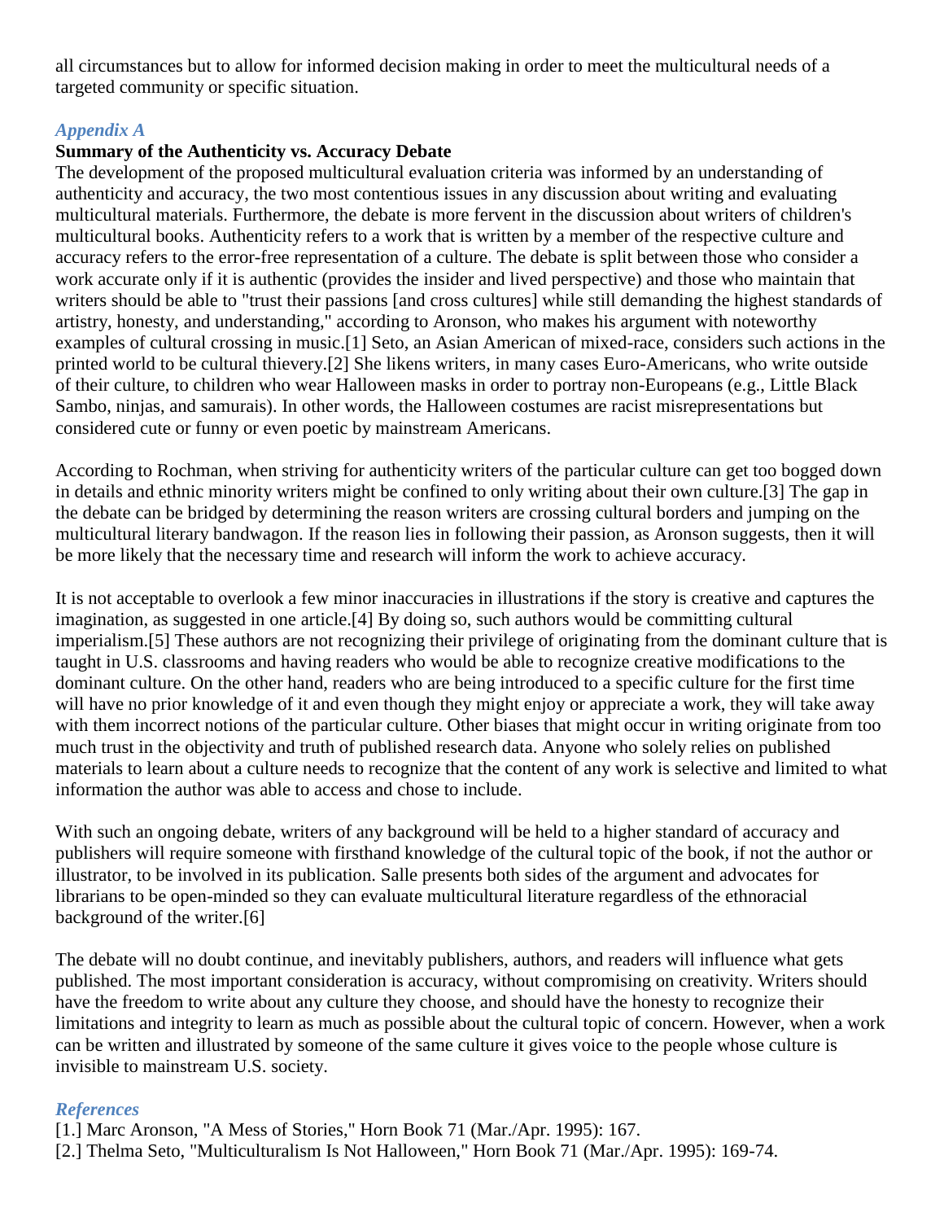all circumstances but to allow for informed decision making in order to meet the multicultural needs of a targeted community or specific situation.

### *Appendix A*

**Summary of the Authenticity vs. Accuracy Debate**

The development of the proposed multicultural evaluation criteria was informed by an understanding of authenticity and accuracy, the two most contentious issues in any discussion about writing and evaluating multicultural materials. Furthermore, the debate is more fervent in the discussion about writers of children's multicultural books. Authenticity refers to a work that is written by a member of the respective culture and accuracy refers to the error-free representation of a culture. The debate is split between those who consider a work accurate only if it is authentic (provides the insider and lived perspective) and those who maintain that writers should be able to "trust their passions [and cross cultures] while still demanding the highest standards of artistry, honesty, and understanding," according to Aronson, who makes his argument with noteworthy examples of cultural crossing in music.[1] Seto, an Asian American of mixed-race, considers such actions in the printed world to be cultural thievery.[2] She likens writers, in many cases Euro-Americans, who write outside of their culture, to children who wear Halloween masks in order to portray non-Europeans (e.g., Little Black Sambo, ninjas, and samurais). In other words, the Halloween costumes are racist misrepresentations but considered cute or funny or even poetic by mainstream Americans.

According to Rochman, when striving for authenticity writers of the particular culture can get too bogged down in details and ethnic minority writers might be confined to only writing about their own culture.[3] The gap in the debate can be bridged by determining the reason writers are crossing cultural borders and jumping on the multicultural literary bandwagon. If the reason lies in following their passion, as Aronson suggests, then it will be more likely that the necessary time and research will inform the work to achieve accuracy.

It is not acceptable to overlook a few minor inaccuracies in illustrations if the story is creative and captures the imagination, as suggested in one article.[4] By doing so, such authors would be committing cultural imperialism.[5] These authors are not recognizing their privilege of originating from the dominant culture that is taught in U.S. classrooms and having readers who would be able to recognize creative modifications to the dominant culture. On the other hand, readers who are being introduced to a specific culture for the first time will have no prior knowledge of it and even though they might enjoy or appreciate a work, they will take away with them incorrect notions of the particular culture. Other biases that might occur in writing originate from too much trust in the objectivity and truth of published research data. Anyone who solely relies on published materials to learn about a culture needs to recognize that the content of any work is selective and limited to what information the author was able to access and chose to include.

With such an ongoing debate, writers of any background will be held to a higher standard of accuracy and publishers will require someone with firsthand knowledge of the cultural topic of the book, if not the author or illustrator, to be involved in its publication. Salle presents both sides of the argument and advocates for librarians to be open-minded so they can evaluate multicultural literature regardless of the ethnoracial background of the writer.[6]

The debate will no doubt continue, and inevitably publishers, authors, and readers will influence what gets published. The most important consideration is accuracy, without compromising on creativity. Writers should have the freedom to write about any culture they choose, and should have the honesty to recognize their limitations and integrity to learn as much as possible about the cultural topic of concern. However, when a work can be written and illustrated by someone of the same culture it gives voice to the people whose culture is invisible to mainstream U.S. society.

### *References*

[1.] Marc Aronson, "A Mess of Stories," Horn Book 71 (Mar./Apr. 1995): 167.

[2.] Thelma Seto, "Multiculturalism Is Not Halloween," Horn Book 71 (Mar./Apr. 1995): 169-74.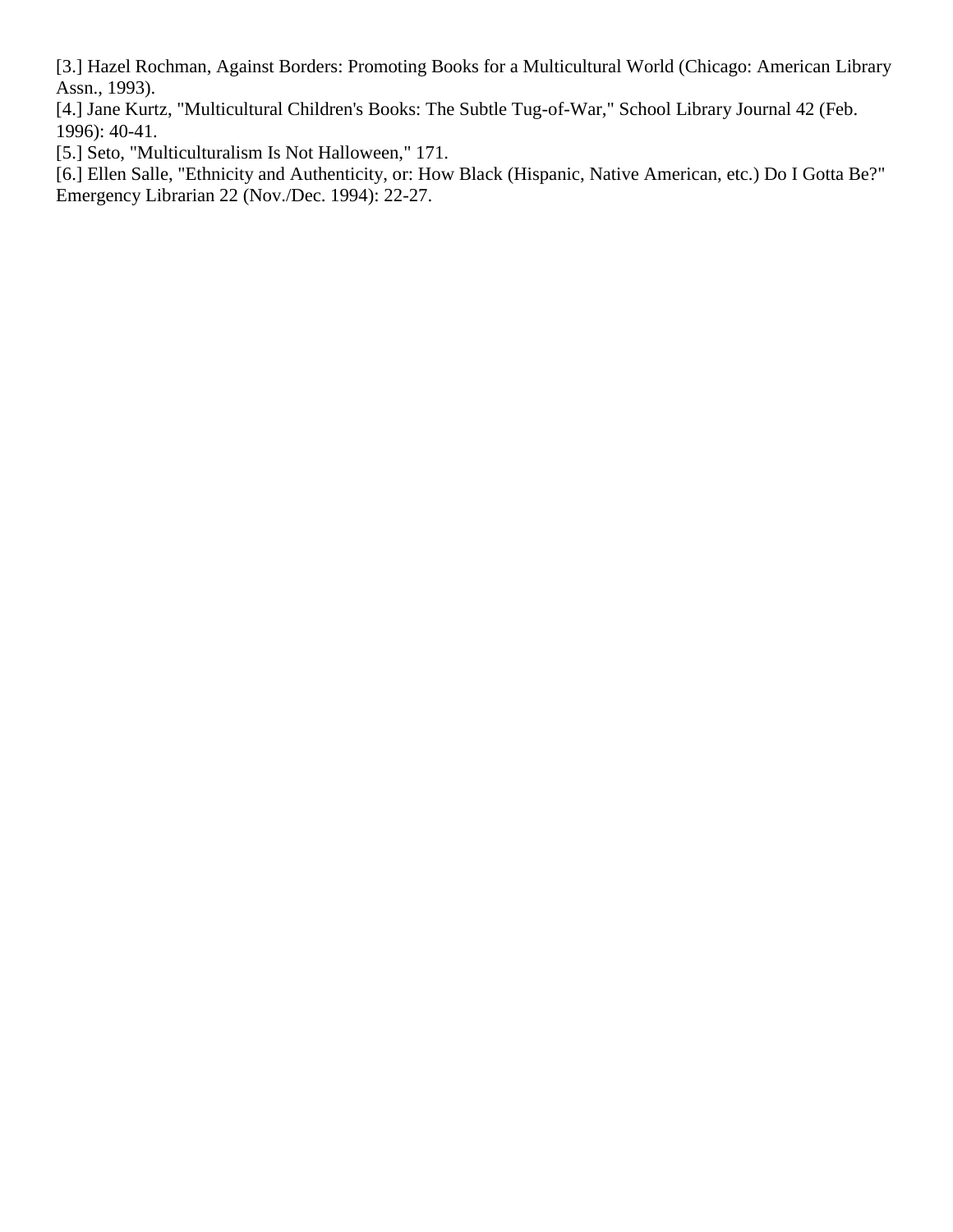[3.] Hazel Rochman, Against Borders: Promoting Books for a Multicultural World (Chicago: American Library Assn., 1993).

[4.] Jane Kurtz, "Multicultural Children's Books: The Subtle Tug-of-War," School Library Journal 42 (Feb. 1996): 40-41.

[5.] Seto, "Multiculturalism Is Not Halloween," 171.

[6.] Ellen Salle, "Ethnicity and Authenticity, or: How Black (Hispanic, Native American, etc.) Do I Gotta Be?" Emergency Librarian 22 (Nov./Dec. 1994): 22-27.